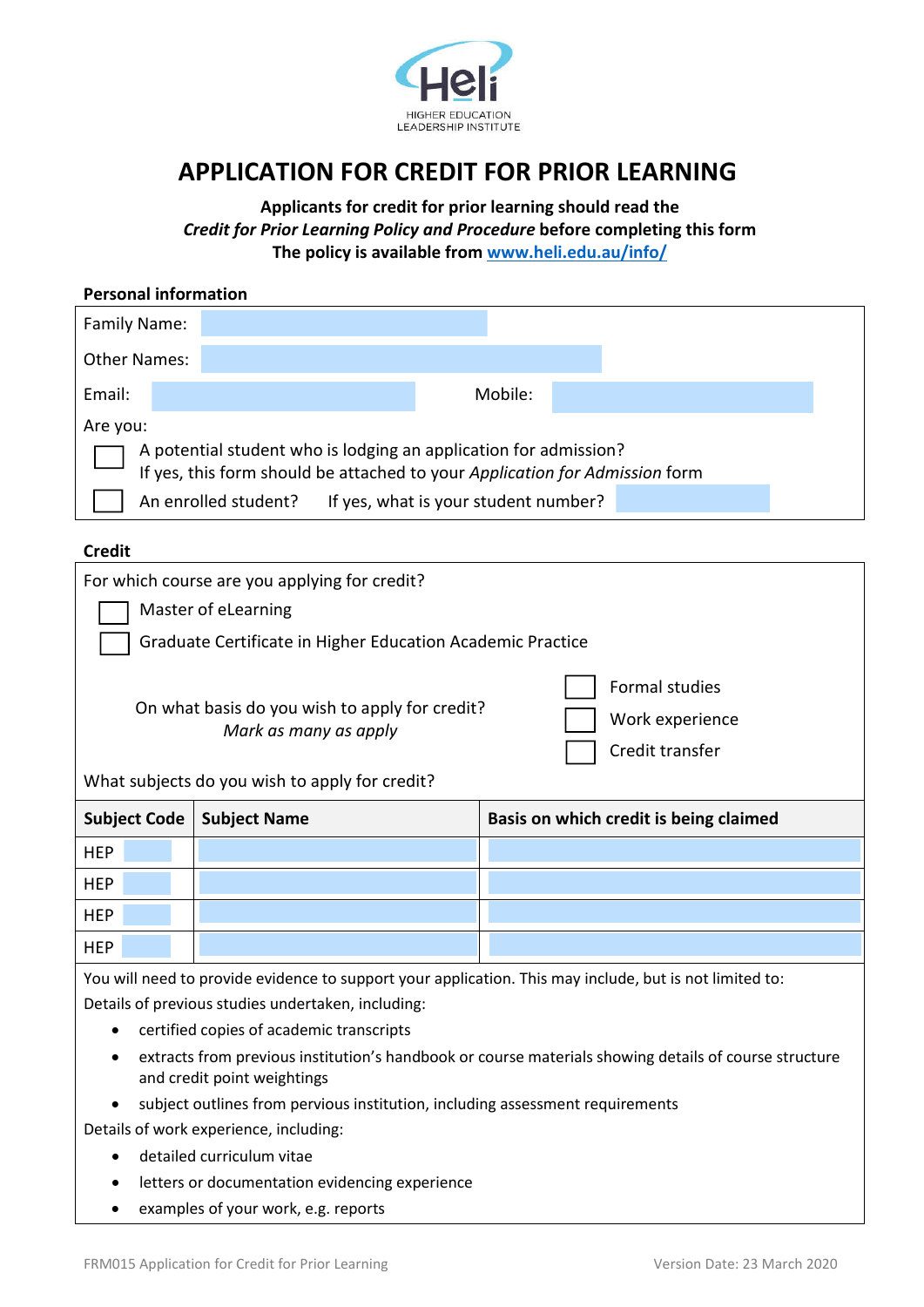HIGHER EDUCATION LEADERSHIP INSTITUTE

# APPLICATION FOR CREDIT FOR PRIOR LEARNING

**Applicants for credit for prior learning should read the**
***Credit for Prior Learning Policy and Procedure*** **before completing this form**
**The policy is available from [www.heli.edu.au/info/](www.heli.edu.au/info/)**

## Personal information

Family Name: ______________________

Other Names: ______________________

Email: ______________________ Mobile: ______________________

Are you:

☐ A potential student who is lodging an application for admission?
If yes, this form should be attached to your *Application for Admission* form

☐ An enrolled student? If yes, what is your student number? ______________________

## Credit

For which course are you applying for credit?

☐ Master of eLearning

☐ Graduate Certificate in Higher Education Academic Practice

On what basis do you wish to apply for credit?
*Mark as many as apply*

☐ Formal studies

☐ Work experience

☐ Credit transfer

What subjects do you wish to apply for credit?

| Subject Code | Subject Name | Basis on which credit is being claimed |
|---|---|---|
| HEP | | |
| HEP | | |
| HEP | | |
| HEP | | |

You will need to provide evidence to support your application. This may include, but is not limited to:

Details of previous studies undertaken, including:

- certified copies of academic transcripts
- extracts from previous institution's handbook or course materials showing details of course structure and credit point weightings
- subject outlines from pervious institution, including assessment requirements

Details of work experience, including:

- detailed curriculum vitae
- letters or documentation evidencing experience
- examples of your work, e.g. reports

FRM015 Application for Credit for Prior Learning — Version Date: 23 March 2020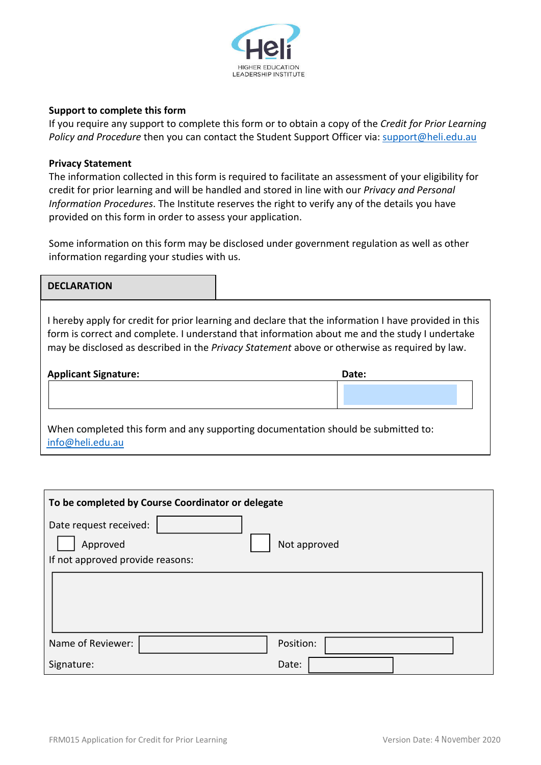HeLi
HIGHER EDUCATION
LEADERSHIP INSTITUTE

**Support to complete this form**

If you require any support to complete this form or to obtain a copy of the *Credit for Prior Learning Policy and Procedure* then you can contact the Student Support Officer via: support@heli.edu.au

**Privacy Statement**

The information collected in this form is required to facilitate an assessment of your eligibility for credit for prior learning and will be handled and stored in line with our *Privacy and Personal Information Procedures*. The Institute reserves the right to verify any of the details you have provided on this form in order to assess your application.

Some information on this form may be disclosed under government regulation as well as other information regarding your studies with us.

**DECLARATION**

I hereby apply for credit for prior learning and declare that the information I have provided in this form is correct and complete. I understand that information about me and the study I undertake may be disclosed as described in the *Privacy Statement* above or otherwise as required by law.

| **Applicant Signature:** | **Date:** |
|---|---|
| | |

When completed this form and any supporting documentation should be submitted to: info@heli.edu.au

**To be completed by Course Coordinator or delegate**

Date request received:

☐ Approved ☐ Not approved

If not approved provide reasons:

Name of Reviewer: Position:

Signature: Date:

FRM015 Application for Credit for Prior Learning Version Date: 4 November 2020